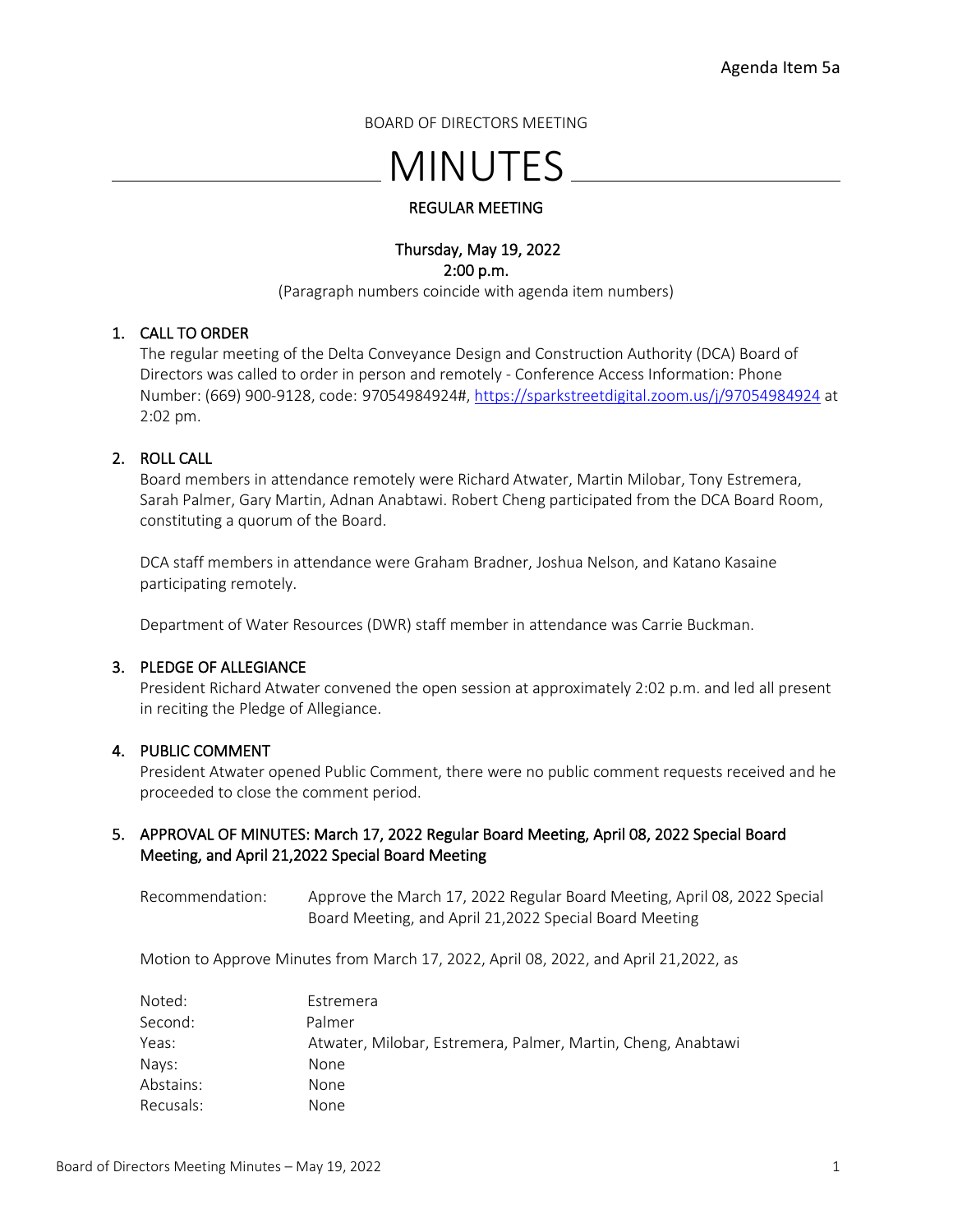Agenda Item 5a

BOARD OF DIRECTORS MEETING

# MINUTES

REGULAR MEETING

Thursday, May 19, 2022
2:00 p.m.

(Paragraph numbers coincide with agenda item numbers)

## 1. CALL TO ORDER

The regular meeting of the Delta Conveyance Design and Construction Authority (DCA) Board of Directors was called to order in person and remotely - Conference Access Information: Phone Number: (669) 900-9128, code: 97054984924#, https://sparkstreetdigital.zoom.us/j/97054984924 at 2:02 pm.

## 2. ROLL CALL

Board members in attendance remotely were Richard Atwater, Martin Milobar, Tony Estremera, Sarah Palmer, Gary Martin, Adnan Anabtawi. Robert Cheng participated from the DCA Board Room, constituting a quorum of the Board.

DCA staff members in attendance were Graham Bradner, Joshua Nelson, and Katano Kasaine participating remotely.

Department of Water Resources (DWR) staff member in attendance was Carrie Buckman.

## 3. PLEDGE OF ALLEGIANCE

President Richard Atwater convened the open session at approximately 2:02 p.m. and led all present in reciting the Pledge of Allegiance.

## 4. PUBLIC COMMENT

President Atwater opened Public Comment, there were no public comment requests received and he proceeded to close the comment period.

## 5. APPROVAL OF MINUTES: March 17, 2022 Regular Board Meeting, April 08, 2022 Special Board Meeting, and April 21,2022 Special Board Meeting

| | |
|---|---|
| Recommendation: | Approve the March 17, 2022 Regular Board Meeting, April 08, 2022 Special Board Meeting, and April 21,2022 Special Board Meeting |

Motion to Approve Minutes from March 17, 2022, April 08, 2022, and April 21,2022, as

| | |
|---|---|
| Noted: | Estremera |
| Second: | Palmer |
| Yeas: | Atwater, Milobar, Estremera, Palmer, Martin, Cheng, Anabtawi |
| Nays: | None |
| Abstains: | None |
| Recusals: | None |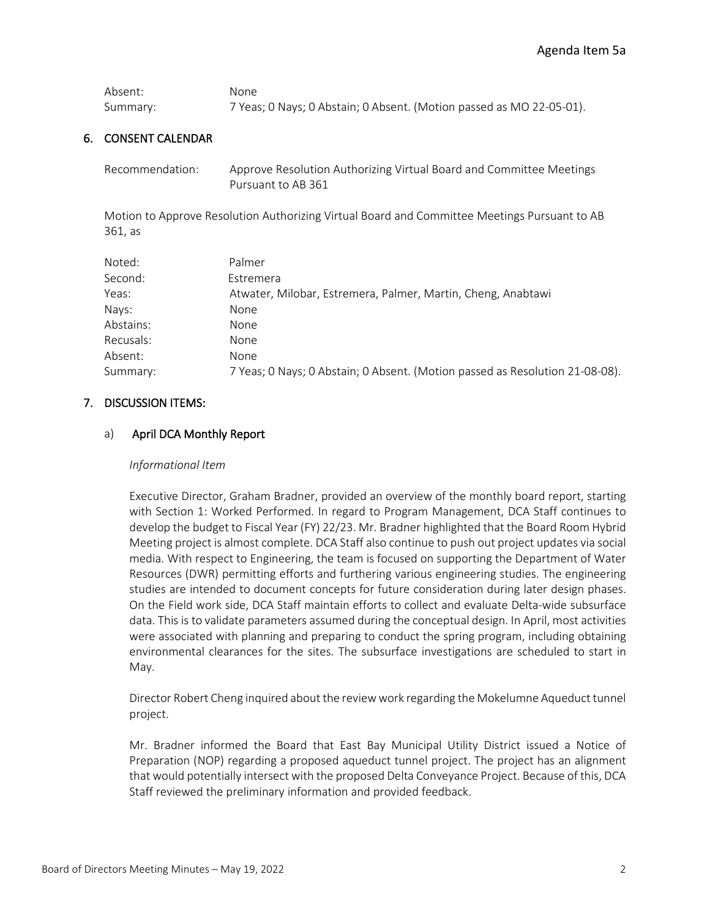| | |
|---|---|
| Absent: | None |
| Summary: | 7 Yeas; 0 Nays; 0 Abstain; 0 Absent. (Motion passed as MO 22-05-01). |

## 6. CONSENT CALENDAR

| | |
|---|---|
| Recommendation: | Approve Resolution Authorizing Virtual Board and Committee Meetings Pursuant to AB 361 |

Motion to Approve Resolution Authorizing Virtual Board and Committee Meetings Pursuant to AB 361, as

| | |
|---|---|
| Noted: | Palmer |
| Second: | Estremera |
| Yeas: | Atwater, Milobar, Estremera, Palmer, Martin, Cheng, Anabtawi |
| Nays: | None |
| Abstains: | None |
| Recusals: | None |
| Absent: | None |
| Summary: | 7 Yeas; 0 Nays; 0 Abstain; 0 Absent. (Motion passed as Resolution 21-08-08). |

## 7. DISCUSSION ITEMS:

### a) April DCA Monthly Report

*Informational Item*

Executive Director, Graham Bradner, provided an overview of the monthly board report, starting with Section 1: Worked Performed. In regard to Program Management, DCA Staff continues to develop the budget to Fiscal Year (FY) 22/23. Mr. Bradner highlighted that the Board Room Hybrid Meeting project is almost complete. DCA Staff also continue to push out project updates via social media. With respect to Engineering, the team is focused on supporting the Department of Water Resources (DWR) permitting efforts and furthering various engineering studies. The engineering studies are intended to document concepts for future consideration during later design phases. On the Field work side, DCA Staff maintain efforts to collect and evaluate Delta-wide subsurface data. This is to validate parameters assumed during the conceptual design. In April, most activities were associated with planning and preparing to conduct the spring program, including obtaining environmental clearances for the sites. The subsurface investigations are scheduled to start in May.

Director Robert Cheng inquired about the review work regarding the Mokelumne Aqueduct tunnel project.

Mr. Bradner informed the Board that East Bay Municipal Utility District issued a Notice of Preparation (NOP) regarding a proposed aqueduct tunnel project. The project has an alignment that would potentially intersect with the proposed Delta Conveyance Project. Because of this, DCA Staff reviewed the preliminary information and provided feedback.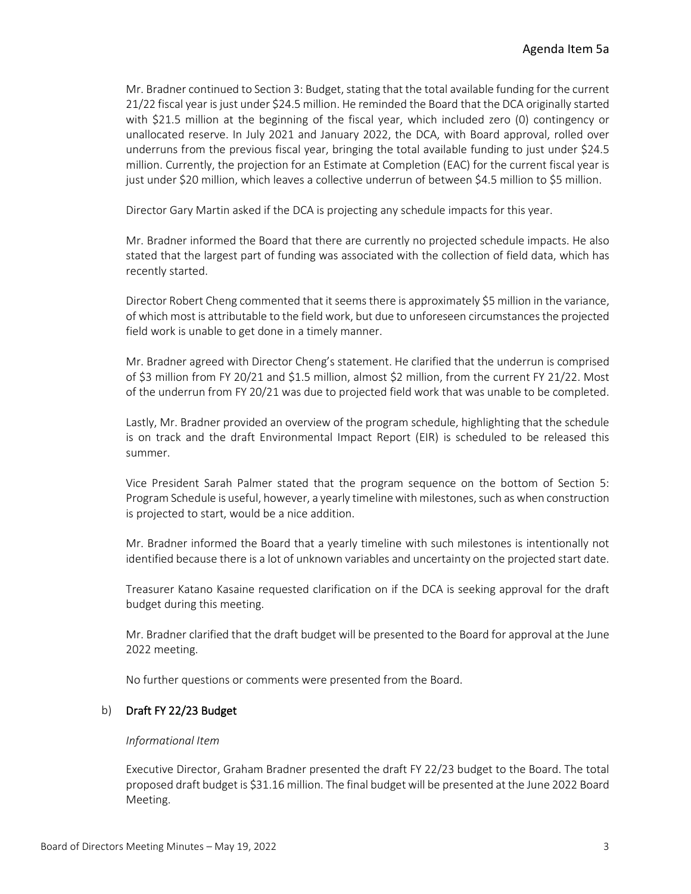Mr. Bradner continued to Section 3: Budget, stating that the total available funding for the current 21/22 fiscal year is just under $24.5 million. He reminded the Board that the DCA originally started with $21.5 million at the beginning of the fiscal year, which included zero (0) contingency or unallocated reserve. In July 2021 and January 2022, the DCA, with Board approval, rolled over underruns from the previous fiscal year, bringing the total available funding to just under $24.5 million. Currently, the projection for an Estimate at Completion (EAC) for the current fiscal year is just under $20 million, which leaves a collective underrun of between $4.5 million to $5 million.

Director Gary Martin asked if the DCA is projecting any schedule impacts for this year.

Mr. Bradner informed the Board that there are currently no projected schedule impacts. He also stated that the largest part of funding was associated with the collection of field data, which has recently started.

Director Robert Cheng commented that it seems there is approximately $5 million in the variance, of which most is attributable to the field work, but due to unforeseen circumstances the projected field work is unable to get done in a timely manner.

Mr. Bradner agreed with Director Cheng's statement. He clarified that the underrun is comprised of $3 million from FY 20/21 and $1.5 million, almost $2 million, from the current FY 21/22. Most of the underrun from FY 20/21 was due to projected field work that was unable to be completed.

Lastly, Mr. Bradner provided an overview of the program schedule, highlighting that the schedule is on track and the draft Environmental Impact Report (EIR) is scheduled to be released this summer.

Vice President Sarah Palmer stated that the program sequence on the bottom of Section 5: Program Schedule is useful, however, a yearly timeline with milestones, such as when construction is projected to start, would be a nice addition.

Mr. Bradner informed the Board that a yearly timeline with such milestones is intentionally not identified because there is a lot of unknown variables and uncertainty on the projected start date.

Treasurer Katano Kasaine requested clarification on if the DCA is seeking approval for the draft budget during this meeting.

Mr. Bradner clarified that the draft budget will be presented to the Board for approval at the June 2022 meeting.

No further questions or comments were presented from the Board.

b) **Draft FY 22/23 Budget**

*Informational Item*

Executive Director, Graham Bradner presented the draft FY 22/23 budget to the Board. The total proposed draft budget is $31.16 million. The final budget will be presented at the June 2022 Board Meeting.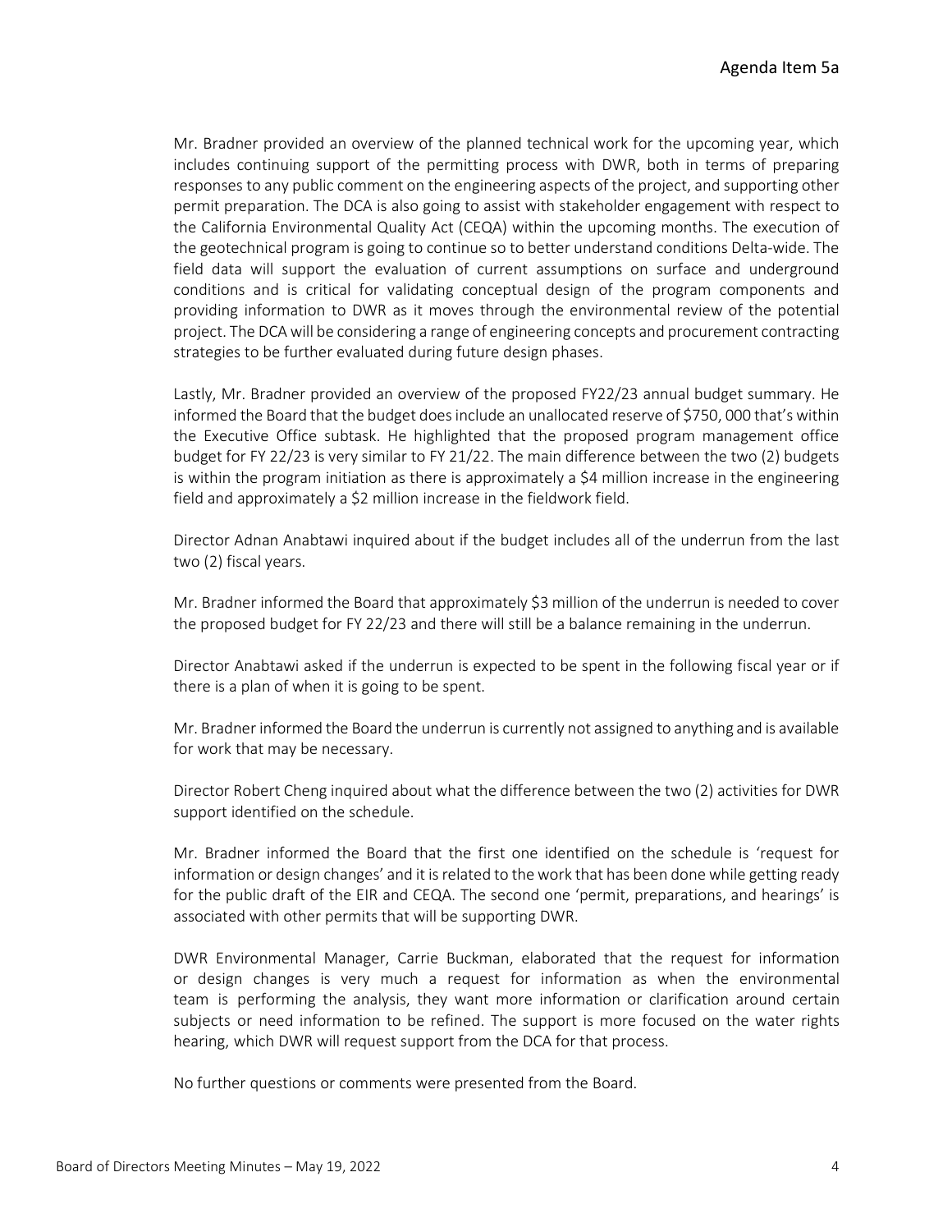Mr. Bradner provided an overview of the planned technical work for the upcoming year, which includes continuing support of the permitting process with DWR, both in terms of preparing responses to any public comment on the engineering aspects of the project, and supporting other permit preparation. The DCA is also going to assist with stakeholder engagement with respect to the California Environmental Quality Act (CEQA) within the upcoming months. The execution of the geotechnical program is going to continue so to better understand conditions Delta-wide. The field data will support the evaluation of current assumptions on surface and underground conditions and is critical for validating conceptual design of the program components and providing information to DWR as it moves through the environmental review of the potential project. The DCA will be considering a range of engineering concepts and procurement contracting strategies to be further evaluated during future design phases.

Lastly, Mr. Bradner provided an overview of the proposed FY22/23 annual budget summary. He informed the Board that the budget does include an unallocated reserve of $750, 000 that's within the Executive Office subtask. He highlighted that the proposed program management office budget for FY 22/23 is very similar to FY 21/22. The main difference between the two (2) budgets is within the program initiation as there is approximately a $4 million increase in the engineering field and approximately a $2 million increase in the fieldwork field.

Director Adnan Anabtawi inquired about if the budget includes all of the underrun from the last two (2) fiscal years.

Mr. Bradner informed the Board that approximately $3 million of the underrun is needed to cover the proposed budget for FY 22/23 and there will still be a balance remaining in the underrun.

Director Anabtawi asked if the underrun is expected to be spent in the following fiscal year or if there is a plan of when it is going to be spent.

Mr. Bradner informed the Board the underrun is currently not assigned to anything and is available for work that may be necessary.

Director Robert Cheng inquired about what the difference between the two (2) activities for DWR support identified on the schedule.

Mr. Bradner informed the Board that the first one identified on the schedule is 'request for information or design changes' and it is related to the work that has been done while getting ready for the public draft of the EIR and CEQA. The second one 'permit, preparations, and hearings' is associated with other permits that will be supporting DWR.

DWR Environmental Manager, Carrie Buckman, elaborated that the request for information or design changes is very much a request for information as when the environmental team is performing the analysis, they want more information or clarification around certain subjects or need information to be refined. The support is more focused on the water rights hearing, which DWR will request support from the DCA for that process.

No further questions or comments were presented from the Board.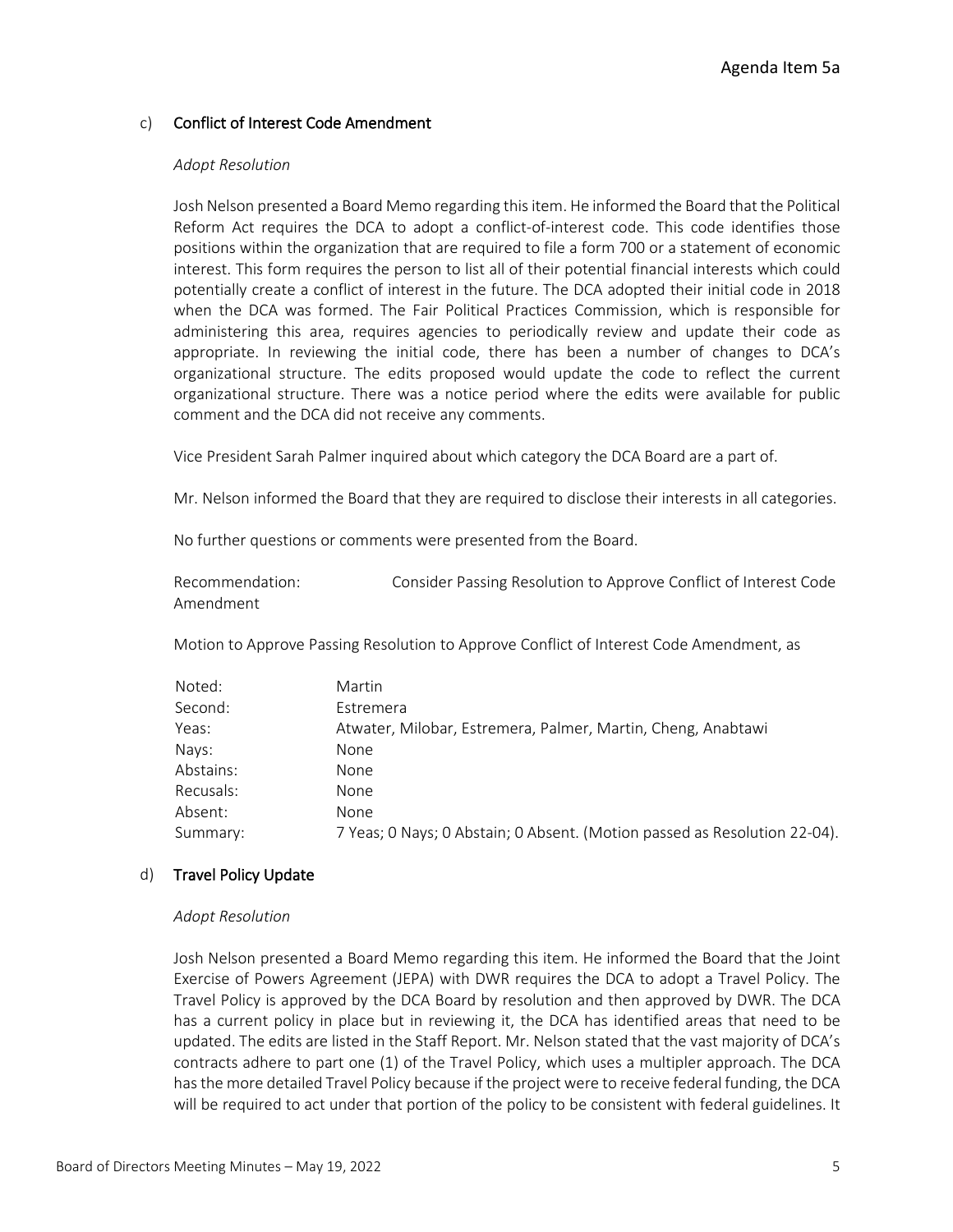### c) Conflict of Interest Code Amendment

*Adopt Resolution*

Josh Nelson presented a Board Memo regarding this item. He informed the Board that the Political Reform Act requires the DCA to adopt a conflict-of-interest code. This code identifies those positions within the organization that are required to file a form 700 or a statement of economic interest. This form requires the person to list all of their potential financial interests which could potentially create a conflict of interest in the future. The DCA adopted their initial code in 2018 when the DCA was formed. The Fair Political Practices Commission, which is responsible for administering this area, requires agencies to periodically review and update their code as appropriate. In reviewing the initial code, there has been a number of changes to DCA's organizational structure. The edits proposed would update the code to reflect the current organizational structure. There was a notice period where the edits were available for public comment and the DCA did not receive any comments.

Vice President Sarah Palmer inquired about which category the DCA Board are a part of.

Mr. Nelson informed the Board that they are required to disclose their interests in all categories.

No further questions or comments were presented from the Board.

Recommendation: Consider Passing Resolution to Approve Conflict of Interest Code Amendment

Motion to Approve Passing Resolution to Approve Conflict of Interest Code Amendment, as

| | |
|---|---|
| Noted: | Martin |
| Second: | Estremera |
| Yeas: | Atwater, Milobar, Estremera, Palmer, Martin, Cheng, Anabtawi |
| Nays: | None |
| Abstains: | None |
| Recusals: | None |
| Absent: | None |
| Summary: | 7 Yeas; 0 Nays; 0 Abstain; 0 Absent. (Motion passed as Resolution 22-04). |

### d) Travel Policy Update

*Adopt Resolution*

Josh Nelson presented a Board Memo regarding this item. He informed the Board that the Joint Exercise of Powers Agreement (JEPA) with DWR requires the DCA to adopt a Travel Policy. The Travel Policy is approved by the DCA Board by resolution and then approved by DWR. The DCA has a current policy in place but in reviewing it, the DCA has identified areas that need to be updated. The edits are listed in the Staff Report. Mr. Nelson stated that the vast majority of DCA's contracts adhere to part one (1) of the Travel Policy, which uses a multipler approach. The DCA has the more detailed Travel Policy because if the project were to receive federal funding, the DCA will be required to act under that portion of the policy to be consistent with federal guidelines. It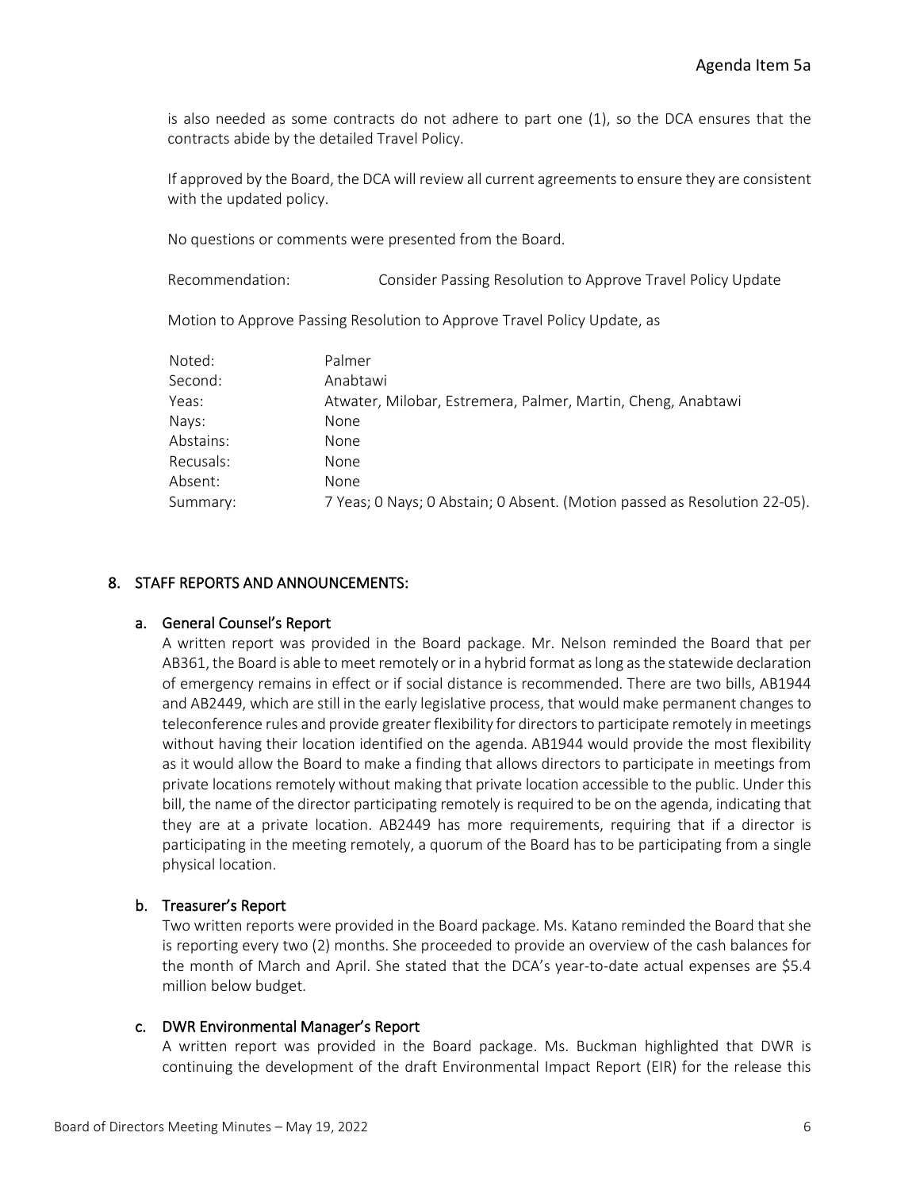is also needed as some contracts do not adhere to part one (1), so the DCA ensures that the contracts abide by the detailed Travel Policy.

If approved by the Board, the DCA will review all current agreements to ensure they are consistent with the updated policy.

No questions or comments were presented from the Board.

Recommendation: Consider Passing Resolution to Approve Travel Policy Update

Motion to Approve Passing Resolution to Approve Travel Policy Update, as

| | |
|---|---|
| Noted: | Palmer |
| Second: | Anabtawi |
| Yeas: | Atwater, Milobar, Estremera, Palmer, Martin, Cheng, Anabtawi |
| Nays: | None |
| Abstains: | None |
| Recusals: | None |
| Absent: | None |
| Summary: | 7 Yeas; 0 Nays; 0 Abstain; 0 Absent. (Motion passed as Resolution 22-05). |

## 8. STAFF REPORTS AND ANNOUNCEMENTS:

### a. General Counsel's Report

A written report was provided in the Board package. Mr. Nelson reminded the Board that per AB361, the Board is able to meet remotely or in a hybrid format as long as the statewide declaration of emergency remains in effect or if social distance is recommended. There are two bills, AB1944 and AB2449, which are still in the early legislative process, that would make permanent changes to teleconference rules and provide greater flexibility for directors to participate remotely in meetings without having their location identified on the agenda. AB1944 would provide the most flexibility as it would allow the Board to make a finding that allows directors to participate in meetings from private locations remotely without making that private location accessible to the public. Under this bill, the name of the director participating remotely is required to be on the agenda, indicating that they are at a private location. AB2449 has more requirements, requiring that if a director is participating in the meeting remotely, a quorum of the Board has to be participating from a single physical location.

### b. Treasurer's Report

Two written reports were provided in the Board package. Ms. Katano reminded the Board that she is reporting every two (2) months. She proceeded to provide an overview of the cash balances for the month of March and April. She stated that the DCA's year-to-date actual expenses are $5.4 million below budget.

### c. DWR Environmental Manager's Report

A written report was provided in the Board package. Ms. Buckman highlighted that DWR is continuing the development of the draft Environmental Impact Report (EIR) for the release this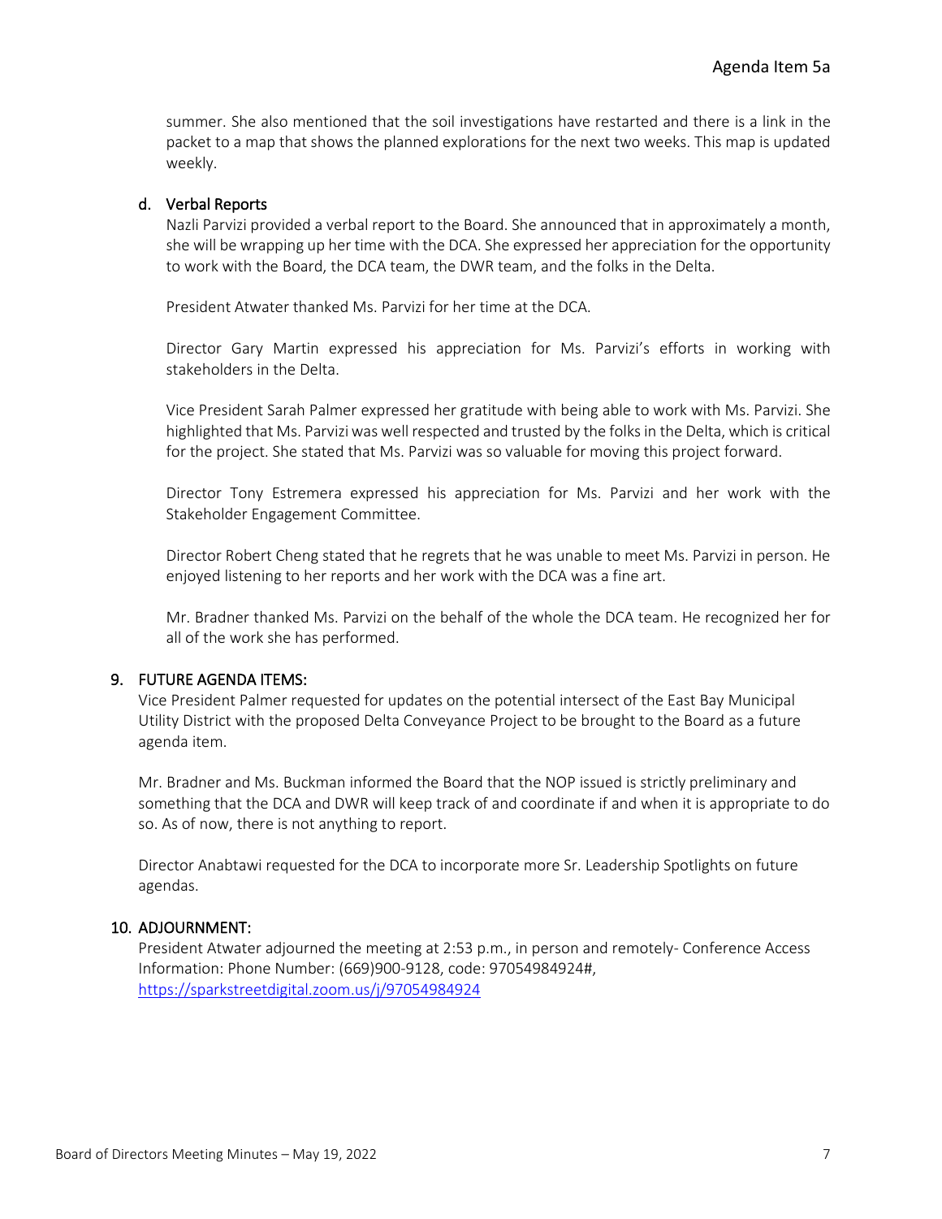summer. She also mentioned that the soil investigations have restarted and there is a link in the packet to a map that shows the planned explorations for the next two weeks. This map is updated weekly.

### d. Verbal Reports

Nazli Parvizi provided a verbal report to the Board. She announced that in approximately a month, she will be wrapping up her time with the DCA. She expressed her appreciation for the opportunity to work with the Board, the DCA team, the DWR team, and the folks in the Delta.

President Atwater thanked Ms. Parvizi for her time at the DCA.

Director Gary Martin expressed his appreciation for Ms. Parvizi's efforts in working with stakeholders in the Delta.

Vice President Sarah Palmer expressed her gratitude with being able to work with Ms. Parvizi. She highlighted that Ms. Parvizi was well respected and trusted by the folks in the Delta, which is critical for the project. She stated that Ms. Parvizi was so valuable for moving this project forward.

Director Tony Estremera expressed his appreciation for Ms. Parvizi and her work with the Stakeholder Engagement Committee.

Director Robert Cheng stated that he regrets that he was unable to meet Ms. Parvizi in person. He enjoyed listening to her reports and her work with the DCA was a fine art.

Mr. Bradner thanked Ms. Parvizi on the behalf of the whole the DCA team. He recognized her for all of the work she has performed.

## 9. FUTURE AGENDA ITEMS:

Vice President Palmer requested for updates on the potential intersect of the East Bay Municipal Utility District with the proposed Delta Conveyance Project to be brought to the Board as a future agenda item.

Mr. Bradner and Ms. Buckman informed the Board that the NOP issued is strictly preliminary and something that the DCA and DWR will keep track of and coordinate if and when it is appropriate to do so. As of now, there is not anything to report.

Director Anabtawi requested for the DCA to incorporate more Sr. Leadership Spotlights on future agendas.

## 10. ADJOURNMENT:

President Atwater adjourned the meeting at 2:53 p.m., in person and remotely- Conference Access Information: Phone Number: (669)900-9128, code: 97054984924#, https://sparkstreetdigital.zoom.us/j/97054984924